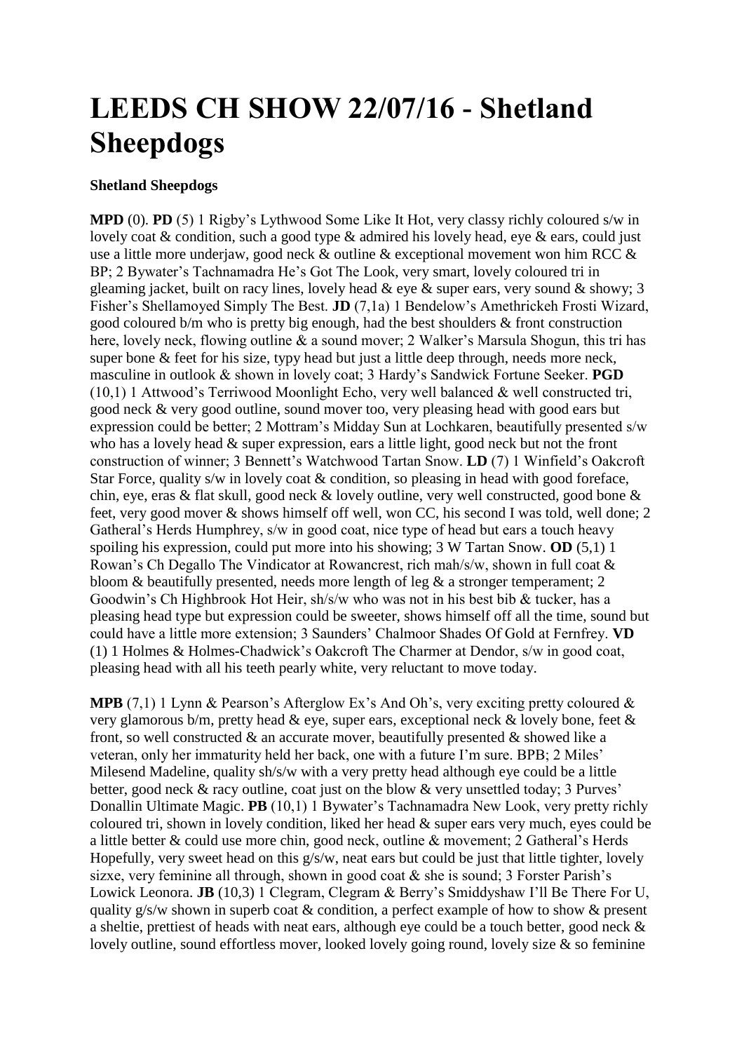# LEEDS CH SHOW 22/07/16 - Shetland Sheepdogs

**Shetland Sheepdogs**

**MPD** (0). **PD** (5) 1 Rigby's Lythwood Some Like It Hot, very classy richly coloured s/w in lovely coat & condition, such a good type & admired his lovely head, eye & ears, could just use a little more underjaw, good neck & outline & exceptional movement won him RCC & BP; 2 Bywater's Tachnamadra He's Got The Look, very smart, lovely coloured tri in gleaming jacket, built on racy lines, lovely head & eye & super ears, very sound & showy; 3 Fisher's Shellamoyed Simply The Best. **JD** (7,1a) 1 Bendelow's Amethrickeh Frosti Wizard, good coloured b/m who is pretty big enough, had the best shoulders & front construction here, lovely neck, flowing outline & a sound mover; 2 Walker's Marsula Shogun, this tri has super bone & feet for his size, typy head but just a little deep through, needs more neck, masculine in outlook & shown in lovely coat; 3 Hardy's Sandwick Fortune Seeker. **PGD** (10,1) 1 Attwood's Terriwood Moonlight Echo, very well balanced & well constructed tri, good neck & very good outline, sound mover too, very pleasing head with good ears but expression could be better; 2 Mottram's Midday Sun at Lochkaren, beautifully presented s/w who has a lovely head & super expression, ears a little light, good neck but not the front construction of winner; 3 Bennett's Watchwood Tartan Snow. **LD** (7) 1 Winfield's Oakcroft Star Force, quality s/w in lovely coat & condition, so pleasing in head with good foreface, chin, eye, eras & flat skull, good neck & lovely outline, very well constructed, good bone & feet, very good mover & shows himself off well, won CC, his second I was told, well done; 2 Gatheral's Herds Humphrey, s/w in good coat, nice type of head but ears a touch heavy spoiling his expression, could put more into his showing; 3 W Tartan Snow. **OD** (5,1) 1 Rowan's Ch Degallo The Vindicator at Rowancrest, rich mah/s/w, shown in full coat & bloom & beautifully presented, needs more length of leg & a stronger temperament; 2 Goodwin's Ch Highbrook Hot Heir, sh/s/w who was not in his best bib & tucker, has a pleasing head type but expression could be sweeter, shows himself off all the time, sound but could have a little more extension; 3 Saunders' Chalmoor Shades Of Gold at Fernfrey. **VD** (1) 1 Holmes & Holmes-Chadwick's Oakcroft The Charmer at Dendor, s/w in good coat, pleasing head with all his teeth pearly white, very reluctant to move today.

**MPB** (7,1) 1 Lynn & Pearson's Afterglow Ex's And Oh's, very exciting pretty coloured & very glamorous b/m, pretty head & eye, super ears, exceptional neck & lovely bone, feet & front, so well constructed & an accurate mover, beautifully presented & showed like a veteran, only her immaturity held her back, one with a future I'm sure. BPB; 2 Miles' Milesend Madeline, quality sh/s/w with a very pretty head although eye could be a little better, good neck & racy outline, coat just on the blow & very unsettled today; 3 Purves' Donallin Ultimate Magic. **PB** (10,1) 1 Bywater's Tachnamadra New Look, very pretty richly coloured tri, shown in lovely condition, liked her head & super ears very much, eyes could be a little better & could use more chin, good neck, outline & movement; 2 Gatheral's Herds Hopefully, very sweet head on this g/s/w, neat ears but could be just that little tighter, lovely sizxe, very feminine all through, shown in good coat & she is sound; 3 Forster Parish's Lowick Leonora. **JB** (10,3) 1 Clegram, Clegram & Berry's Smiddyshaw I'll Be There For U, quality g/s/w shown in superb coat & condition, a perfect example of how to show & present a sheltie, prettiest of heads with neat ears, although eye could be a touch better, good neck & lovely outline, sound effortless mover, looked lovely going round, lovely size & so feminine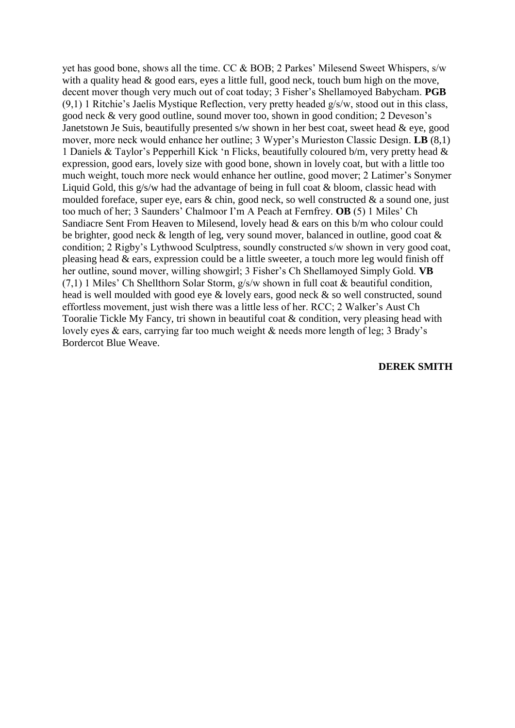yet has good bone, shows all the time. CC & BOB; 2 Parkes' Milesend Sweet Whispers, s/w with a quality head & good ears, eyes a little full, good neck, touch bum high on the move, decent mover though very much out of coat today; 3 Fisher's Shellamoyed Babycham. **PGB** (9,1) 1 Ritchie's Jaelis Mystique Reflection, very pretty headed g/s/w, stood out in this class, good neck & very good outline, sound mover too, shown in good condition; 2 Deveson's Janetstown Je Suis, beautifully presented s/w shown in her best coat, sweet head & eye, good mover, more neck would enhance her outline; 3 Wyper's Murieston Classic Design. **LB** (8,1) 1 Daniels & Taylor's Pepperhill Kick 'n Flicks, beautifully coloured b/m, very pretty head & expression, good ears, lovely size with good bone, shown in lovely coat, but with a little too much weight, touch more neck would enhance her outline, good mover; 2 Latimer's Sonymer Liquid Gold, this g/s/w had the advantage of being in full coat & bloom, classic head with moulded foreface, super eye, ears & chin, good neck, so well constructed & a sound one, just too much of her; 3 Saunders' Chalmoor I'm A Peach at Fernfrey. **OB** (5) 1 Miles' Ch Sandiacre Sent From Heaven to Milesend, lovely head & ears on this b/m who colour could be brighter, good neck & length of leg, very sound mover, balanced in outline, good coat & condition; 2 Rigby's Lythwood Sculptress, soundly constructed s/w shown in very good coat, pleasing head & ears, expression could be a little sweeter, a touch more leg would finish off her outline, sound mover, willing showgirl; 3 Fisher's Ch Shellamoyed Simply Gold. **VB** (7,1) 1 Miles' Ch Shellthorn Solar Storm, g/s/w shown in full coat & beautiful condition, head is well moulded with good eye & lovely ears, good neck & so well constructed, sound effortless movement, just wish there was a little less of her. RCC; 2 Walker's Aust Ch Tooralie Tickle My Fancy, tri shown in beautiful coat & condition, very pleasing head with lovely eyes & ears, carrying far too much weight & needs more length of leg; 3 Brady's Bordercot Blue Weave.

**DEREK SMITH**